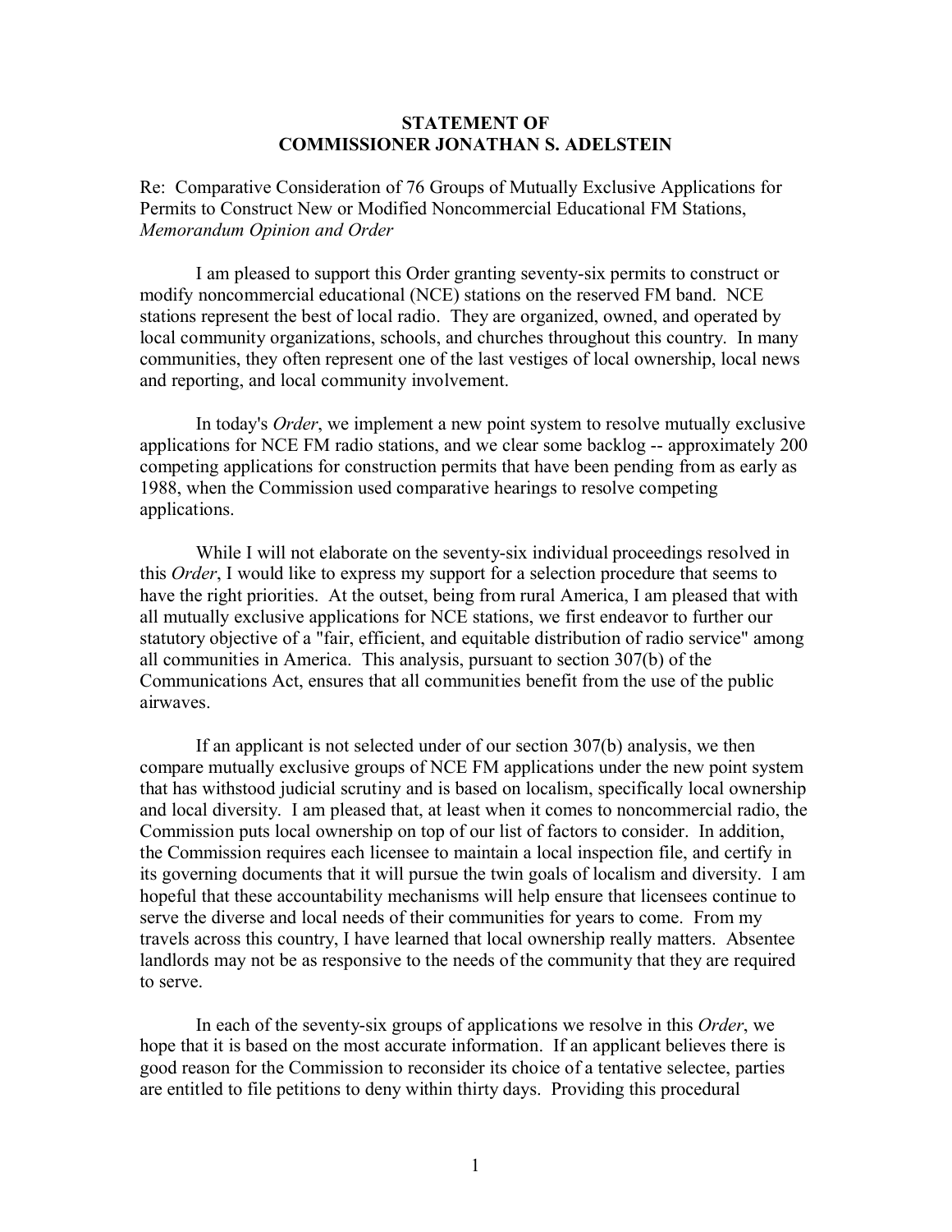# STATEMENT OF
# COMMISSIONER JONATHAN S. ADELSTEIN

Re: Comparative Consideration of 76 Groups of Mutually Exclusive Applications for Permits to Construct New or Modified Noncommercial Educational FM Stations, *Memorandum Opinion and Order*

I am pleased to support this Order granting seventy-six permits to construct or modify noncommercial educational (NCE) stations on the reserved FM band. NCE stations represent the best of local radio. They are organized, owned, and operated by local community organizations, schools, and churches throughout this country. In many communities, they often represent one of the last vestiges of local ownership, local news and reporting, and local community involvement.

In today's *Order*, we implement a new point system to resolve mutually exclusive applications for NCE FM radio stations, and we clear some backlog -- approximately 200 competing applications for construction permits that have been pending from as early as 1988, when the Commission used comparative hearings to resolve competing applications.

While I will not elaborate on the seventy-six individual proceedings resolved in this *Order*, I would like to express my support for a selection procedure that seems to have the right priorities. At the outset, being from rural America, I am pleased that with all mutually exclusive applications for NCE stations, we first endeavor to further our statutory objective of a "fair, efficient, and equitable distribution of radio service" among all communities in America. This analysis, pursuant to section 307(b) of the Communications Act, ensures that all communities benefit from the use of the public airwaves.

If an applicant is not selected under of our section 307(b) analysis, we then compare mutually exclusive groups of NCE FM applications under the new point system that has withstood judicial scrutiny and is based on localism, specifically local ownership and local diversity. I am pleased that, at least when it comes to noncommercial radio, the Commission puts local ownership on top of our list of factors to consider. In addition, the Commission requires each licensee to maintain a local inspection file, and certify in its governing documents that it will pursue the twin goals of localism and diversity. I am hopeful that these accountability mechanisms will help ensure that licensees continue to serve the diverse and local needs of their communities for years to come. From my travels across this country, I have learned that local ownership really matters. Absentee landlords may not be as responsive to the needs of the community that they are required to serve.

In each of the seventy-six groups of applications we resolve in this *Order*, we hope that it is based on the most accurate information. If an applicant believes there is good reason for the Commission to reconsider its choice of a tentative selectee, parties are entitled to file petitions to deny within thirty days. Providing this procedural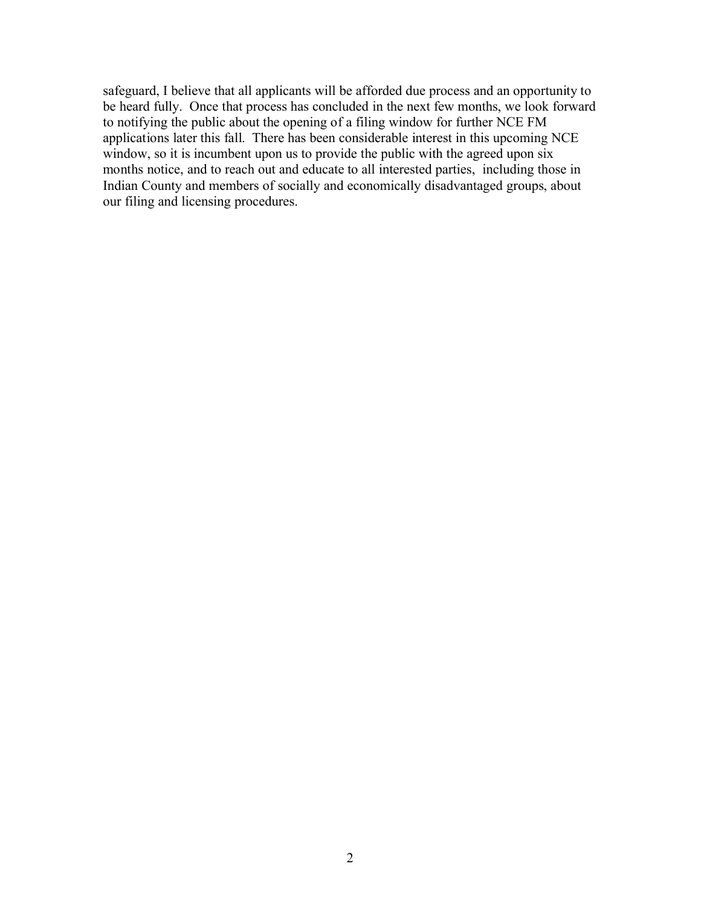safeguard, I believe that all applicants will be afforded due process and an opportunity to be heard fully. Once that process has concluded in the next few months, we look forward to notifying the public about the opening of a filing window for further NCE FM applications later this fall. There has been considerable interest in this upcoming NCE window, so it is incumbent upon us to provide the public with the agreed upon six months notice, and to reach out and educate to all interested parties, including those in Indian County and members of socially and economically disadvantaged groups, about our filing and licensing procedures.